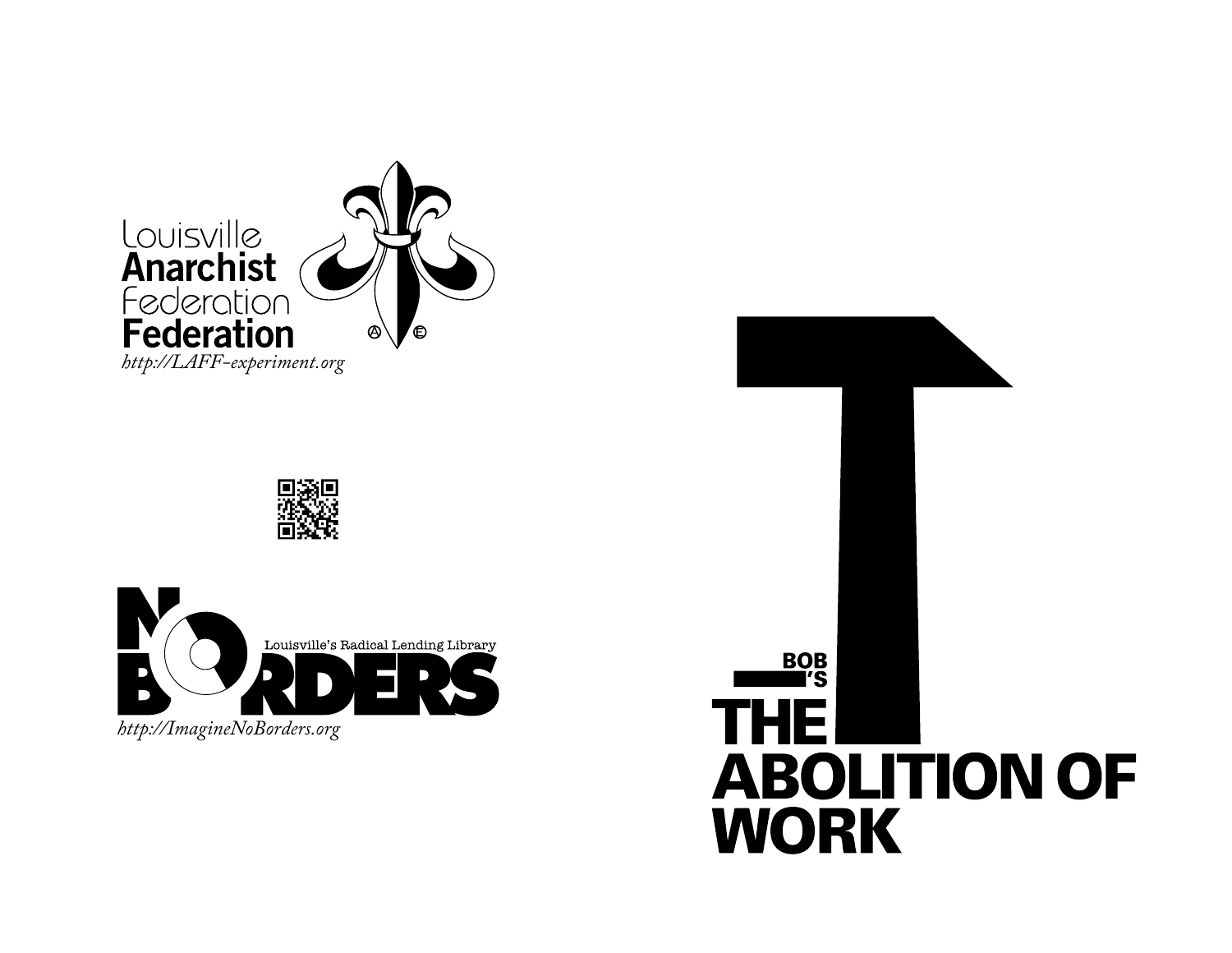Louisville
**Anarchist**
Federation
**Federation**
*http://LAFF-experiment.org*

**NO BORDERS**
Louisville's Radical Lending Library
*http://ImagineNoBorders.org*

**BOB ’S**

# THE ABOLITION OF WORK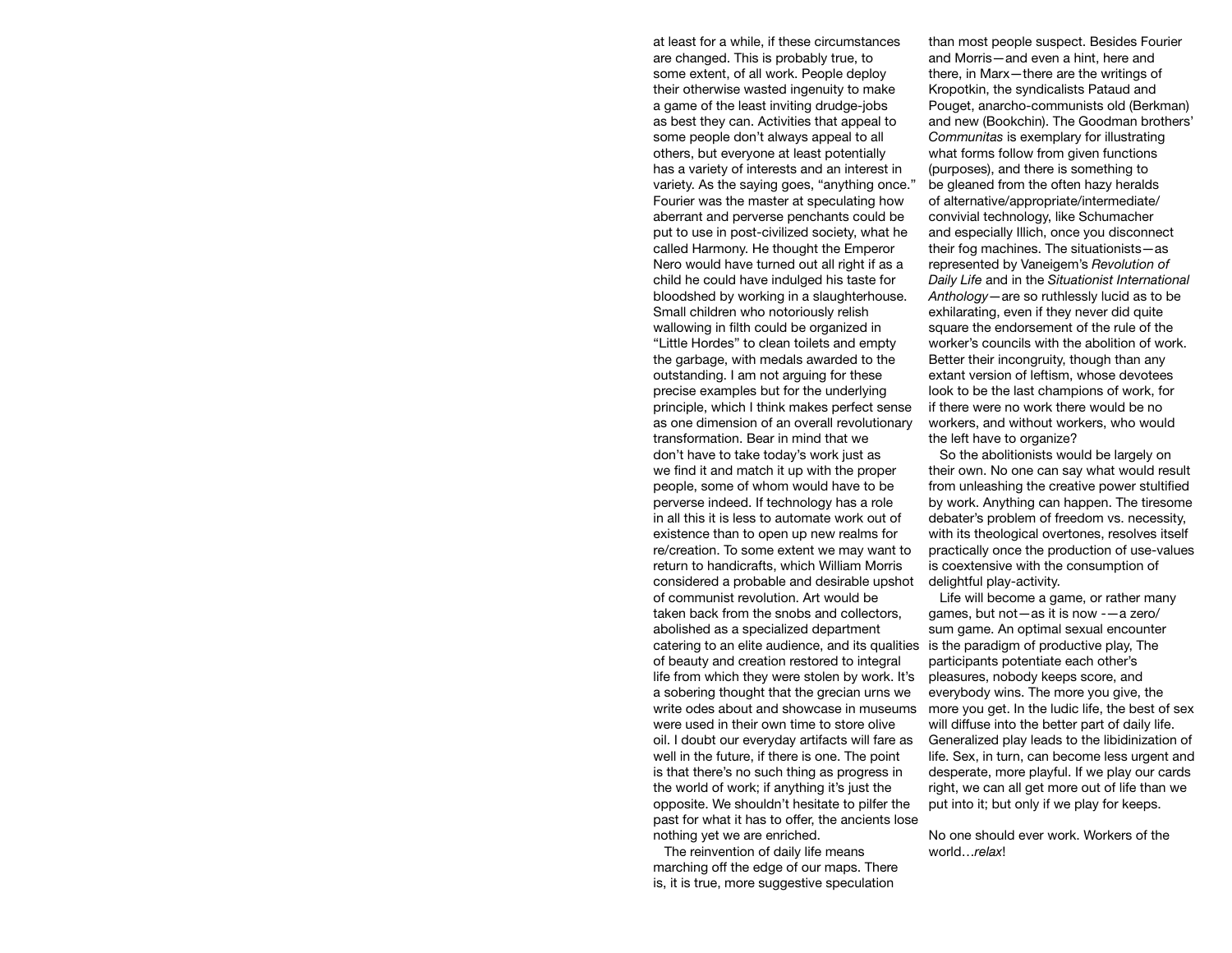at least for a while, if these circumstances are changed. This is probably true, to some extent, of all work. People deploy their otherwise wasted ingenuity to make a game of the least inviting drudge-jobs as best they can. Activities that appeal to some people don't always appeal to all others, but everyone at least potentially has a variety of interests and an interest in variety. As the saying goes, "anything once." Fourier was the master at speculating how aberrant and perverse penchants could be put to use in post-civilized society, what he called Harmony. He thought the Emperor Nero would have turned out all right if as a child he could have indulged his taste for bloodshed by working in a slaughterhouse. Small children who notoriously relish wallowing in filth could be organized in "Little Hordes" to clean toilets and empty the garbage, with medals awarded to the outstanding. I am not arguing for these precise examples but for the underlying principle, which I think makes perfect sense as one dimension of an overall revolutionary transformation. Bear in mind that we don't have to take today's work just as we find it and match it up with the proper people, some of whom would have to be perverse indeed. If technology has a role in all this it is less to automate work out of existence than to open up new realms for re/creation. To some extent we may want to return to handicrafts, which William Morris considered a probable and desirable upshot of communist revolution. Art would be taken back from the snobs and collectors, abolished as a specialized department catering to an elite audience, and its qualities of beauty and creation restored to integral life from which they were stolen by work. It's a sobering thought that the grecian urns we write odes about and showcase in museums were used in their own time to store olive oil. I doubt our everyday artifacts will fare as well in the future, if there is one. The point is that there's no such thing as progress in the world of work; if anything it's just the opposite. We shouldn't hesitate to pilfer the past for what it has to offer, the ancients lose nothing yet we are enriched.

The reinvention of daily life means marching off the edge of our maps. There is, it is true, more suggestive speculation than most people suspect. Besides Fourier and Morris—and even a hint, here and there, in Marx—there are the writings of Kropotkin, the syndicalists Pataud and Pouget, anarcho-communists old (Berkman) and new (Bookchin). The Goodman brothers' *Communitas* is exemplary for illustrating what forms follow from given functions (purposes), and there is something to be gleaned from the often hazy heralds of alternative/appropriate/intermediate/convivial technology, like Schumacher and especially Illich, once you disconnect their fog machines. The situationists—as represented by Vaneigem's *Revolution of Daily Life* and in the *Situationist International Anthology*—are so ruthlessly lucid as to be exhilarating, even if they never did quite square the endorsement of the rule of the worker's councils with the abolition of work. Better their incongruity, though than any extant version of leftism, whose devotees look to be the last champions of work, for if there were no work there would be no workers, and without workers, who would the left have to organize?

So the abolitionists would be largely on their own. No one can say what would result from unleashing the creative power stultified by work. Anything can happen. The tiresome debater's problem of freedom vs. necessity, with its theological overtones, resolves itself practically once the production of use-values is coextensive with the consumption of delightful play-activity.

Life will become a game, or rather many games, but not—as it is now -—a zero/sum game. An optimal sexual encounter is the paradigm of productive play, The participants potentiate each other's pleasures, nobody keeps score, and everybody wins. The more you give, the more you get. In the ludic life, the best of sex will diffuse into the better part of daily life. Generalized play leads to the libidinization of life. Sex, in turn, can become less urgent and desperate, more playful. If we play our cards right, we can all get more out of life than we put into it; but only if we play for keeps.

No one should ever work. Workers of the world…*relax*!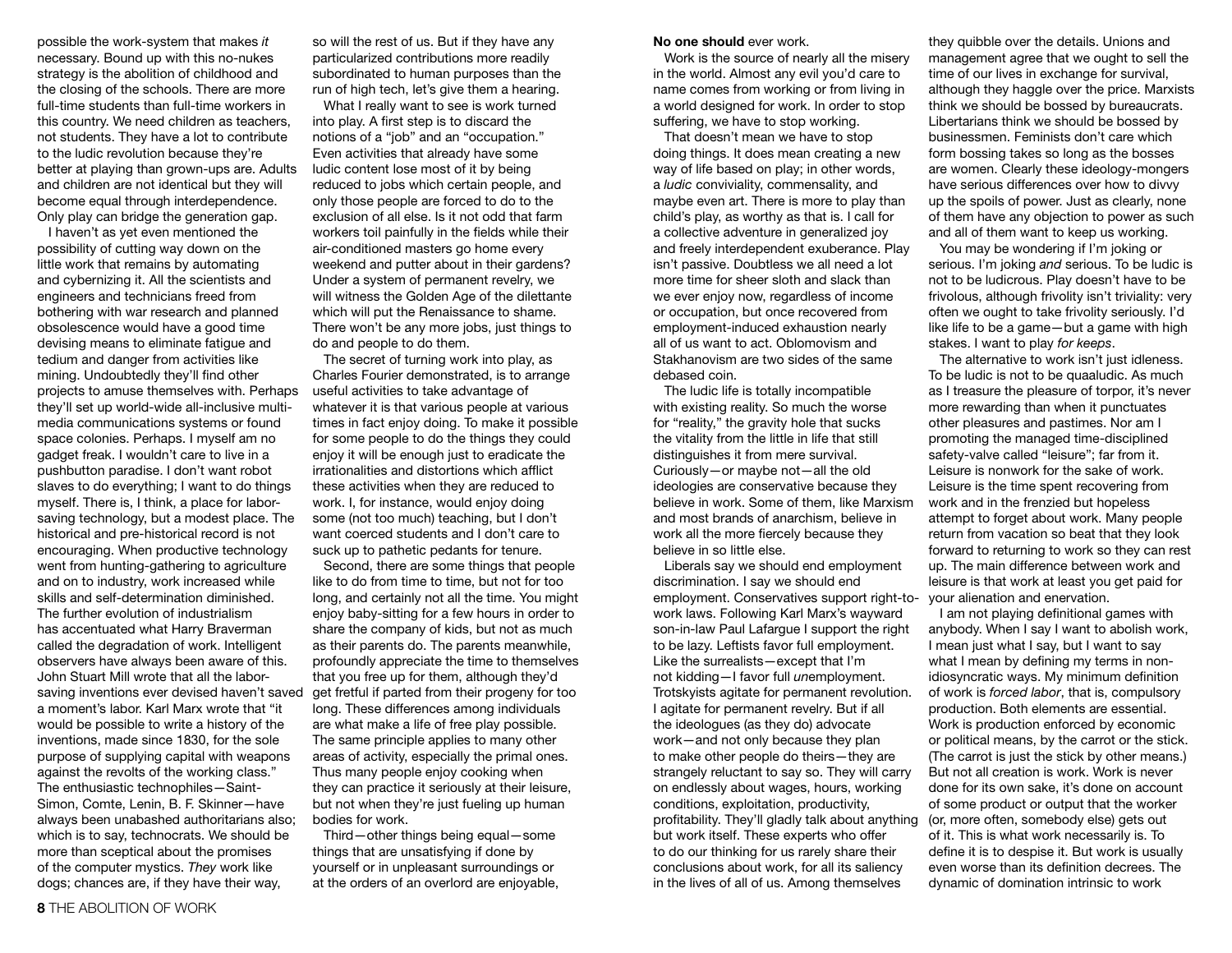possible the work-system that makes *it* necessary. Bound up with this no-nukes strategy is the abolition of childhood and the closing of the schools. There are more full-time students than full-time workers in this country. We need children as teachers, not students. They have a lot to contribute to the ludic revolution because they're better at playing than grown-ups are. Adults and children are not identical but they will become equal through interdependence. Only play can bridge the generation gap.

I haven't as yet even mentioned the possibility of cutting way down on the little work that remains by automating and cybernizing it. All the scientists and engineers and technicians freed from bothering with war research and planned obsolescence would have a good time devising means to eliminate fatigue and tedium and danger from activities like mining. Undoubtedly they'll find other projects to amuse themselves with. Perhaps they'll set up world-wide all-inclusive multi-media communications systems or found space colonies. Perhaps. I myself am no gadget freak. I wouldn't care to live in a pushbutton paradise. I don't want robot slaves to do everything; I want to do things myself. There is, I think, a place for labor-saving technology, but a modest place. The historical and pre-historical record is not encouraging. When productive technology went from hunting-gathering to agriculture and on to industry, work increased while skills and self-determination diminished. The further evolution of industrialism has accentuated what Harry Braverman called the degradation of work. Intelligent observers have always been aware of this. John Stuart Mill wrote that all the labor-saving inventions ever devised haven't saved a moment's labor. Karl Marx wrote that "it would be possible to write a history of the inventions, made since 1830, for the sole purpose of supplying capital with weapons against the revolts of the working class." The enthusiastic technophiles—Saint-Simon, Comte, Lenin, B. F. Skinner—have always been unabashed authoritarians also; which is to say, technocrats. We should be more than sceptical about the promises of the computer mystics. *They* work like dogs; chances are, if they have their way, so will the rest of us. But if they have any particularized contributions more readily subordinated to human purposes than the run of high tech, let's give them a hearing.

What I really want to see is work turned into play. A first step is to discard the notions of a "job" and an "occupation." Even activities that already have some ludic content lose most of it by being reduced to jobs which certain people, and only those people are forced to do to the exclusion of all else. Is it not odd that farm workers toil painfully in the fields while their air-conditioned masters go home every weekend and putter about in their gardens? Under a system of permanent revelry, we will witness the Golden Age of the dilettante which will put the Renaissance to shame. There won't be any more jobs, just things to do and people to do them.

The secret of turning work into play, as Charles Fourier demonstrated, is to arrange useful activities to take advantage of whatever it is that various people at various times in fact enjoy doing. To make it possible for some people to do the things they could enjoy it will be enough just to eradicate the irrationalities and distortions which afflict these activities when they are reduced to work. I, for instance, would enjoy doing some (not too much) teaching, but I don't want coerced students and I don't care to suck up to pathetic pedants for tenure.

Second, there are some things that people like to do from time to time, but not for too long, and certainly not all the time. You might enjoy baby-sitting for a few hours in order to share the company of kids, but not as much as their parents do. The parents meanwhile, profoundly appreciate the time to themselves that you free up for them, although they'd get fretful if parted from their progeny for too long. These differences among individuals are what make a life of free play possible. The same principle applies to many other areas of activity, especially the primal ones. Thus many people enjoy cooking when they can practice it seriously at their leisure, but not when they're just fueling up human bodies for work.

Third—other things being equal—some things that are unsatisfying if done by yourself or in unpleasant surroundings or at the orders of an overlord are enjoyable,

**No one should** ever work.

Work is the source of nearly all the misery in the world. Almost any evil you'd care to name comes from working or from living in a world designed for work. In order to stop suffering, we have to stop working.

That doesn't mean we have to stop doing things. It does mean creating a new way of life based on play; in other words, a *ludic* conviviality, commensality, and maybe even art. There is more to play than child's play, as worthy as that is. I call for a collective adventure in generalized joy and freely interdependent exuberance. Play isn't passive. Doubtless we all need a lot more time for sheer sloth and slack than we ever enjoy now, regardless of income or occupation, but once recovered from employment-induced exhaustion nearly all of us want to act. Oblomovism and Stakhanovism are two sides of the same debased coin.

The ludic life is totally incompatible with existing reality. So much the worse for "reality," the gravity hole that sucks the vitality from the little in life that still distinguishes it from mere survival. Curiously—or maybe not—all the old ideologies are conservative because they believe in work. Some of them, like Marxism and most brands of anarchism, believe in work all the more fiercely because they believe in so little else.

Liberals say we should end employment discrimination. I say we should end employment. Conservatives support right-to-work laws. Following Karl Marx's wayward son-in-law Paul Lafargue I support the right to be lazy. Leftists favor full employment. Like the surrealists—except that I'm not kidding—I favor full *un*employment. Trotskyists agitate for permanent revolution. I agitate for permanent revelry. But if all the ideologues (as they do) advocate work—and not only because they plan to make other people do theirs—they are strangely reluctant to say so. They will carry on endlessly about wages, hours, working conditions, exploitation, productivity, profitability. They'll gladly talk about anything but work itself. These experts who offer to do our thinking for us rarely share their conclusions about work, for all its saliency in the lives of all of us. Among themselves they quibble over the details. Unions and management agree that we ought to sell the time of our lives in exchange for survival, although they haggle over the price. Marxists think we should be bossed by bureaucrats. Libertarians think we should be bossed by businessmen. Feminists don't care which form bossing takes so long as the bosses are women. Clearly these ideology-mongers have serious differences over how to divvy up the spoils of power. Just as clearly, none of them have any objection to power as such and all of them want to keep us working.

You may be wondering if I'm joking or serious. I'm joking *and* serious. To be ludic is not to be ludicrous. Play doesn't have to be frivolous, although frivolity isn't triviality: very often we ought to take frivolity seriously. I'd like life to be a game—but a game with high stakes. I want to play *for keeps*.

The alternative to work isn't just idleness. To be ludic is not to be quaaludic. As much as I treasure the pleasure of torpor, it's never more rewarding than when it punctuates other pleasures and pastimes. Nor am I promoting the managed time-disciplined safety-valve called "leisure"; far from it. Leisure is nonwork for the sake of work. Leisure is the time spent recovering from work and in the frenzied but hopeless attempt to forget about work. Many people return from vacation so beat that they look forward to returning to work so they can rest up. The main difference between work and leisure is that work at least you get paid for your alienation and enervation.

I am not playing definitional games with anybody. When I say I want to abolish work, I mean just what I say, but I want to say what I mean by defining my terms in non-idiosyncratic ways. My minimum definition of work is *forced labor*, that is, compulsory production. Both elements are essential. Work is production enforced by economic or political means, by the carrot or the stick. (The carrot is just the stick by other means.) But not all creation is work. Work is never done for its own sake, it's done on account of some product or output that the worker (or, more often, somebody else) gets out of it. This is what work necessarily is. To define it is to despise it. But work is usually even worse than its definition decrees. The dynamic of domination intrinsic to work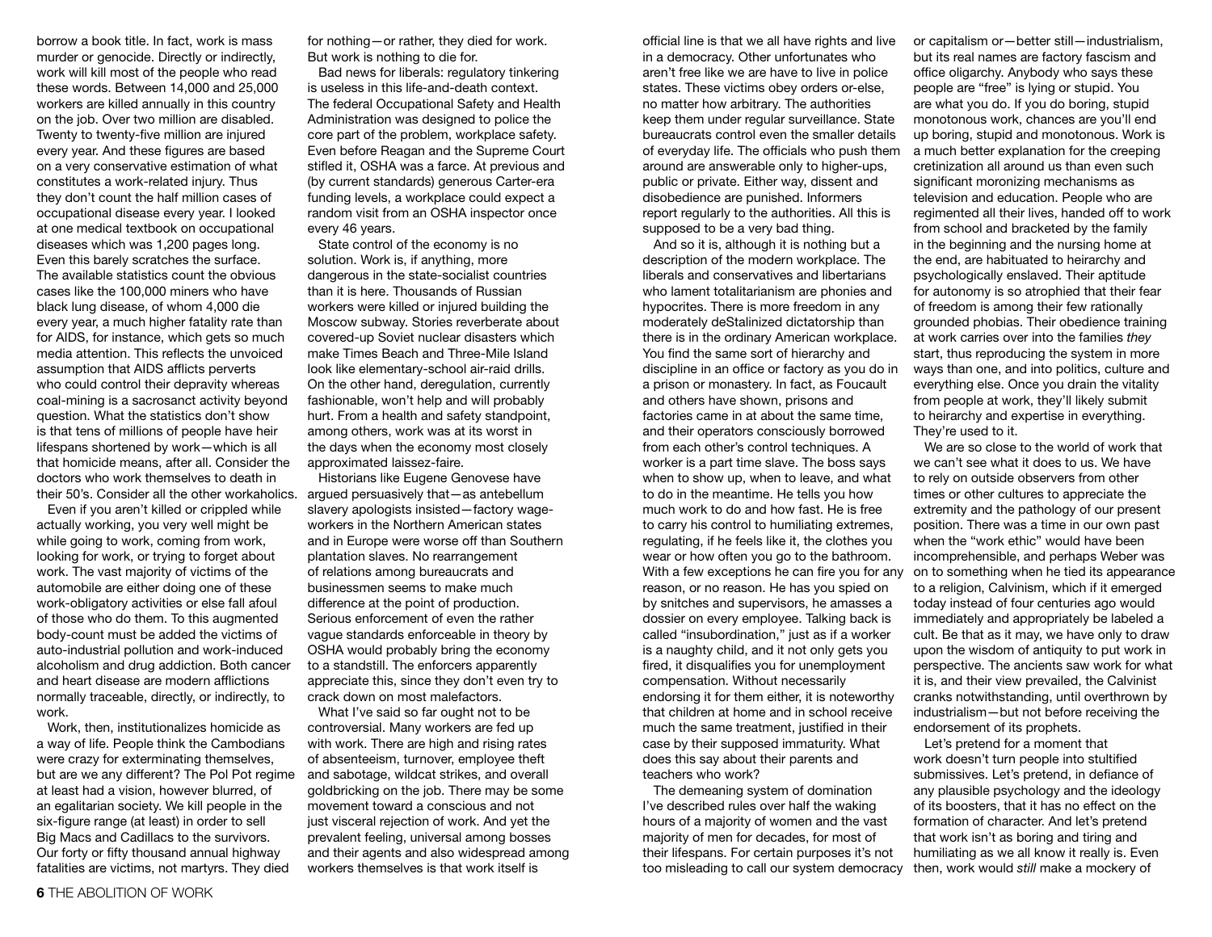borrow a book title. In fact, work is mass murder or genocide. Directly or indirectly, work will kill most of the people who read these words. Between 14,000 and 25,000 workers are killed annually in this country on the job. Over two million are disabled. Twenty to twenty-five million are injured every year. And these figures are based on a very conservative estimation of what constitutes a work-related injury. Thus they don't count the half million cases of occupational disease every year. I looked at one medical textbook on occupational diseases which was 1,200 pages long. Even this barely scratches the surface. The available statistics count the obvious cases like the 100,000 miners who have black lung disease, of whom 4,000 die every year, a much higher fatality rate than for AIDS, for instance, which gets so much media attention. This reflects the unvoiced assumption that AIDS afflicts perverts who could control their depravity whereas coal-mining is a sacrosanct activity beyond question. What the statistics don't show is that tens of millions of people have heir lifespans shortened by work—which is all that homicide means, after all. Consider the doctors who work themselves to death in their 50's. Consider all the other workaholics.

Even if you aren't killed or crippled while actually working, you very well might be while going to work, coming from work, looking for work, or trying to forget about work. The vast majority of victims of the automobile are either doing one of these work-obligatory activities or else fall afoul of those who do them. To this augmented body-count must be added the victims of auto-industrial pollution and work-induced alcoholism and drug addiction. Both cancer and heart disease are modern afflictions normally traceable, directly, or indirectly, to work.

Work, then, institutionalizes homicide as a way of life. People think the Cambodians were crazy for exterminating themselves, but are we any different? The Pol Pot regime at least had a vision, however blurred, of an egalitarian society. We kill people in the six-figure range (at least) in order to sell Big Macs and Cadillacs to the survivors. Our forty or fifty thousand annual highway fatalities are victims, not martyrs. They died for nothing—or rather, they died for work. But work is nothing to die for.

Bad news for liberals: regulatory tinkering is useless in this life-and-death context. The federal Occupational Safety and Health Administration was designed to police the core part of the problem, workplace safety. Even before Reagan and the Supreme Court stifled it, OSHA was a farce. At previous and (by current standards) generous Carter-era funding levels, a workplace could expect a random visit from an OSHA inspector once every 46 years.

State control of the economy is no solution. Work is, if anything, more dangerous in the state-socialist countries than it is here. Thousands of Russian workers were killed or injured building the Moscow subway. Stories reverberate about covered-up Soviet nuclear disasters which make Times Beach and Three-Mile Island look like elementary-school air-raid drills. On the other hand, deregulation, currently fashionable, won't help and will probably hurt. From a health and safety standpoint, among others, work was at its worst in the days when the economy most closely approximated laissez-faire.

Historians like Eugene Genovese have argued persuasively that—as antebellum slavery apologists insisted—factory wage-workers in the Northern American states and in Europe were worse off than Southern plantation slaves. No rearrangement of relations among bureaucrats and businessmen seems to make much difference at the point of production. Serious enforcement of even the rather vague standards enforceable in theory by OSHA would probably bring the economy to a standstill. The enforcers apparently appreciate this, since they don't even try to crack down on most malefactors.

What I've said so far ought not to be controversial. Many workers are fed up with work. There are high and rising rates of absenteeism, turnover, employee theft and sabotage, wildcat strikes, and overall goldbricking on the job. There may be some movement toward a conscious and not just visceral rejection of work. And yet the prevalent feeling, universal among bosses and their agents and also widespread among workers themselves is that work itself is official line is that we all have rights and live in a democracy. Other unfortunates who aren't free like we are have to live in police states. These victims obey orders or-else, no matter how arbitrary. The authorities keep them under regular surveillance. State bureaucrats control even the smaller details of everyday life. The officials who push them around are answerable only to higher-ups, public or private. Either way, dissent and disobedience are punished. Informers report regularly to the authorities. All this is supposed to be a very bad thing.

And so it is, although it is nothing but a description of the modern workplace. The liberals and conservatives and libertarians who lament totalitarianism are phonies and hypocrites. There is more freedom in any moderately deStalinized dictatorship than there is in the ordinary American workplace. You find the same sort of hierarchy and discipline in an office or factory as you do in a prison or monastery. In fact, as Foucault and others have shown, prisons and factories came in at about the same time, and their operators consciously borrowed from each other's control techniques. A worker is a part time slave. The boss says when to show up, when to leave, and what to do in the meantime. He tells you how much work to do and how fast. He is free to carry his control to humiliating extremes, regulating, if he feels like it, the clothes you wear or how often you go to the bathroom. With a few exceptions he can fire you for any reason, or no reason. He has you spied on by snitches and supervisors, he amasses a dossier on every employee. Talking back is called "insubordination," just as if a worker is a naughty child, and it not only gets you fired, it disqualifies you for unemployment compensation. Without necessarily endorsing it for them either, it is noteworthy that children at home and in school receive much the same treatment, justified in their case by their supposed immaturity. What does this say about their parents and teachers who work?

The demeaning system of domination I've described rules over half the waking hours of a majority of women and the vast majority of men for decades, for most of their lifespans. For certain purposes it's not too misleading to call our system democracy or capitalism or—better still—industrialism, but its real names are factory fascism and office oligarchy. Anybody who says these people are "free" is lying or stupid. You are what you do. If you do boring, stupid monotonous work, chances are you'll end up boring, stupid and monotonous. Work is a much better explanation for the creeping cretinization all around us than even such significant moronizing mechanisms as television and education. People who are regimented all their lives, handed off to work from school and bracketed by the family in the beginning and the nursing home at the end, are habituated to heirarchy and psychologically enslaved. Their aptitude for autonomy is so atrophied that their fear of freedom is among their few rationally grounded phobias. Their obedience training at work carries over into the families *they* start, thus reproducing the system in more ways than one, and into politics, culture and everything else. Once you drain the vitality from people at work, they'll likely submit to heirarchy and expertise in everything. They're used to it.

We are so close to the world of work that we can't see what it does to us. We have to rely on outside observers from other times or other cultures to appreciate the extremity and the pathology of our present position. There was a time in our own past when the "work ethic" would have been incomprehensible, and perhaps Weber was on to something when he tied its appearance to a religion, Calvinism, which if it emerged today instead of four centuries ago would immediately and appropriately be labeled a cult. Be that as it may, we have only to draw upon the wisdom of antiquity to put work in perspective. The ancients saw work for what it is, and their view prevailed, the Calvinist cranks notwithstanding, until overthrown by industrialism—but not before receiving the endorsement of its prophets.

Let's pretend for a moment that work doesn't turn people into stultified submissives. Let's pretend, in defiance of any plausible psychology and the ideology of its boosters, that it has no effect on the formation of character. And let's pretend that work isn't as boring and tiring and humiliating as we all know it really is. Even then, work would *still* make a mockery of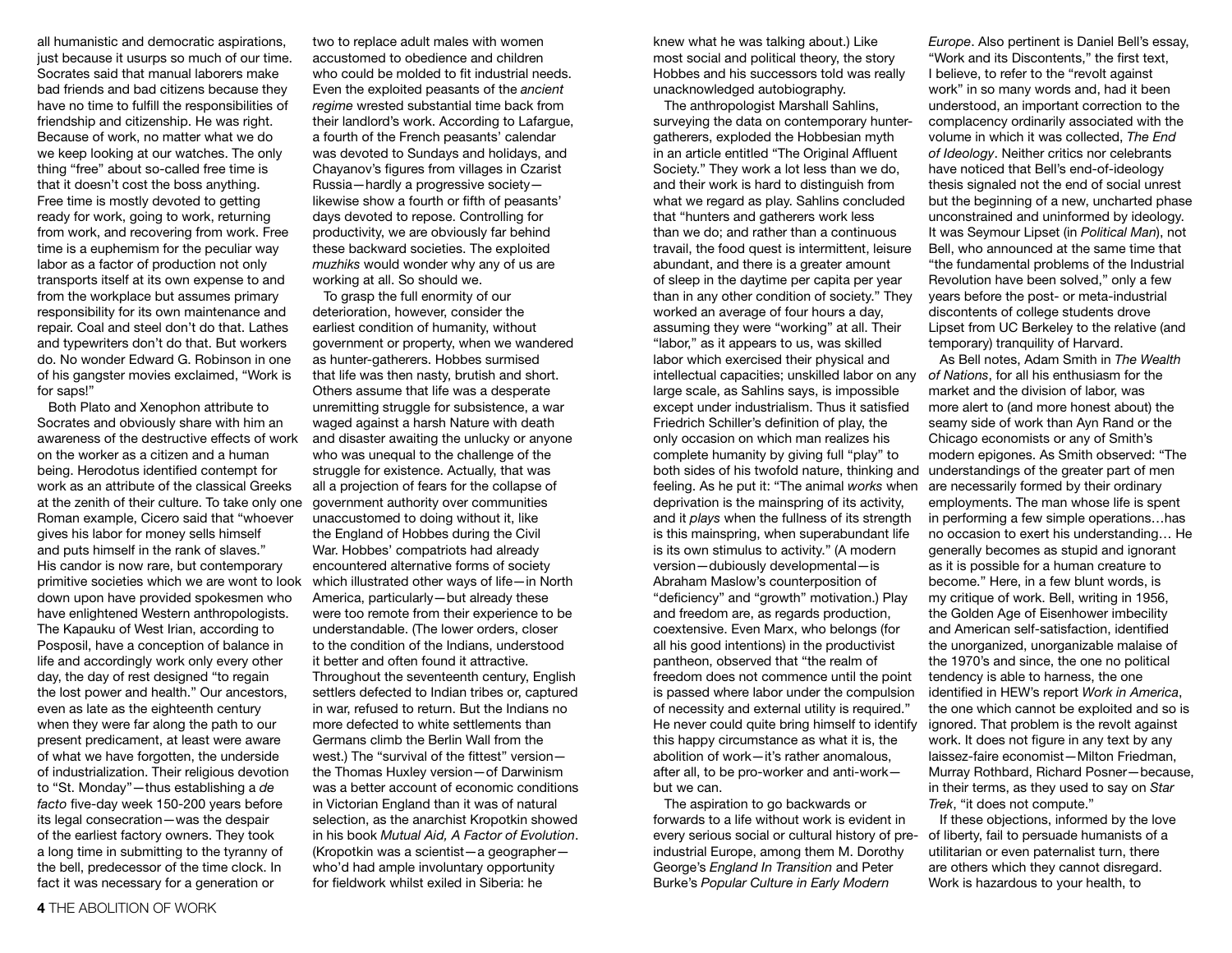all humanistic and democratic aspirations, just because it usurps so much of our time. Socrates said that manual laborers make bad friends and bad citizens because they have no time to fulfill the responsibilities of friendship and citizenship. He was right. Because of work, no matter what we do we keep looking at our watches. The only thing "free" about so-called free time is that it doesn't cost the boss anything. Free time is mostly devoted to getting ready for work, going to work, returning from work, and recovering from work. Free time is a euphemism for the peculiar way labor as a factor of production not only transports itself at its own expense to and from the workplace but assumes primary responsibility for its own maintenance and repair. Coal and steel don't do that. Lathes and typewriters don't do that. But workers do. No wonder Edward G. Robinson in one of his gangster movies exclaimed, "Work is for saps!"

Both Plato and Xenophon attribute to Socrates and obviously share with him an awareness of the destructive effects of work on the worker as a citizen and a human being. Herodotus identified contempt for work as an attribute of the classical Greeks at the zenith of their culture. To take only one Roman example, Cicero said that "whoever gives his labor for money sells himself and puts himself in the rank of slaves." His candor is now rare, but contemporary primitive societies which we are wont to look down upon have provided spokesmen who have enlightened Western anthropologists. The Kapauku of West Irian, according to Posposil, have a conception of balance in life and accordingly work only every other day, the day of rest designed "to regain the lost power and health." Our ancestors, even as late as the eighteenth century when they were far along the path to our present predicament, at least were aware of what we have forgotten, the underside of industrialization. Their religious devotion to "St. Monday"—thus establishing a *de facto* five-day week 150-200 years before its legal consecration—was the despair of the earliest factory owners. They took a long time in submitting to the tyranny of the bell, predecessor of the time clock. In fact it was necessary for a generation or two to replace adult males with women accustomed to obedience and children who could be molded to fit industrial needs. Even the exploited peasants of the *ancient regime* wrested substantial time back from their landlord's work. According to Lafargue, a fourth of the French peasants' calendar was devoted to Sundays and holidays, and Chayanov's figures from villages in Czarist Russia—hardly a progressive society—likewise show a fourth or fifth of peasants' days devoted to repose. Controlling for productivity, we are obviously far behind these backward societies. The exploited *muzhiks* would wonder why any of us are working at all. So should we.

To grasp the full enormity of our deterioration, however, consider the earliest condition of humanity, without government or property, when we wandered as hunter-gatherers. Hobbes surmised that life was then nasty, brutish and short. Others assume that life was a desperate unremitting struggle for subsistence, a war waged against a harsh Nature with death and disaster awaiting the unlucky or anyone who was unequal to the challenge of the struggle for existence. Actually, that was all a projection of fears for the collapse of government authority over communities unaccustomed to doing without it, like the England of Hobbes during the Civil War. Hobbes' compatriots had already encountered alternative forms of society which illustrated other ways of life—in North America, particularly—but already these were too remote from their experience to be understandable. (The lower orders, closer to the condition of the Indians, understood it better and often found it attractive. Throughout the seventeenth century, English settlers defected to Indian tribes or, captured in war, refused to return. But the Indians no more defected to white settlements than Germans climb the Berlin Wall from the west.) The "survival of the fittest" version—the Thomas Huxley version—of Darwinism was a better account of economic conditions in Victorian England than it was of natural selection, as the anarchist Kropotkin showed in his book *Mutual Aid, A Factor of Evolution*. (Kropotkin was a scientist—a geographer—who'd had ample involuntary opportunity for fieldwork whilst exiled in Siberia: he knew what he was talking about.) Like most social and political theory, the story Hobbes and his successors told was really unacknowledged autobiography.

The anthropologist Marshall Sahlins, surveying the data on contemporary hunter-gatherers, exploded the Hobbesian myth in an article entitled "The Original Affluent Society." They work a lot less than we do, and their work is hard to distinguish from what we regard as play. Sahlins concluded that "hunters and gatherers work less than we do; and rather than a continuous travail, the food quest is intermittent, leisure abundant, and there is a greater amount of sleep in the daytime per capita per year than in any other condition of society." They worked an average of four hours a day, assuming they were "working" at all. Their "labor," as it appears to us, was skilled labor which exercised their physical and intellectual capacities; unskilled labor on any large scale, as Sahlins says, is impossible except under industrialism. Thus it satisfied Friedrich Schiller's definition of play, the only occasion on which man realizes his complete humanity by giving full "play" to both sides of his twofold nature, thinking and feeling. As he put it: "The animal *works* when deprivation is the mainspring of its activity, and it *plays* when the fullness of its strength is this mainspring, when superabundant life is its own stimulus to activity." (A modern version—dubiously developmental—is Abraham Maslow's counterposition of "deficiency" and "growth" motivation.) Play and freedom are, as regards production, coextensive. Even Marx, who belongs (for all his good intentions) in the productivist pantheon, observed that "the realm of freedom does not commence until the point is passed where labor under the compulsion of necessity and external utility is required." He never could quite bring himself to identify this happy circumstance as what it is, the abolition of work—it's rather anomalous, after all, to be pro-worker and anti-work—but we can.

The aspiration to go backwards or forwards to a life without work is evident in every serious social or cultural history of pre-industrial Europe, among them M. Dorothy George's *England In Transition* and Peter Burke's *Popular Culture in Early Modern Europe*. Also pertinent is Daniel Bell's essay, "Work and its Discontents," the first text, I believe, to refer to the "revolt against work" in so many words and, had it been understood, an important correction to the complacency ordinarily associated with the volume in which it was collected, *The End of Ideology*. Neither critics nor celebrants have noticed that Bell's end-of-ideology thesis signaled not the end of social unrest but the beginning of a new, uncharted phase unconstrained and uninformed by ideology. It was Seymour Lipset (in *Political Man*), not Bell, who announced at the same time that "the fundamental problems of the Industrial Revolution have been solved," only a few years before the post- or meta-industrial discontents of college students drove Lipset from UC Berkeley to the relative (and temporary) tranquility of Harvard.

As Bell notes, Adam Smith in *The Wealth of Nations*, for all his enthusiasm for the market and the division of labor, was more alert to (and more honest about) the seamy side of work than Ayn Rand or the Chicago economists or any of Smith's modern epigones. As Smith observed: "The understandings of the greater part of men are necessarily formed by their ordinary employments. The man whose life is spent in performing a few simple operations…has no occasion to exert his understanding… He generally becomes as stupid and ignorant as it is possible for a human creature to become." Here, in a few blunt words, is my critique of work. Bell, writing in 1956, the Golden Age of Eisenhower imbecility and American self-satisfaction, identified the unorganized, unorganizable malaise of the 1970's and since, the one no political tendency is able to harness, the one identified in HEW's report *Work in America*, the one which cannot be exploited and so is ignored. That problem is the revolt against work. It does not figure in any text by any laissez-faire economist—Milton Friedman, Murray Rothbard, Richard Posner—because, in their terms, as they used to say on *Star Trek*, "it does not compute."

If these objections, informed by the love of liberty, fail to persuade humanists of a utilitarian or even paternalist turn, there are others which they cannot disregard. Work is hazardous to your health, to